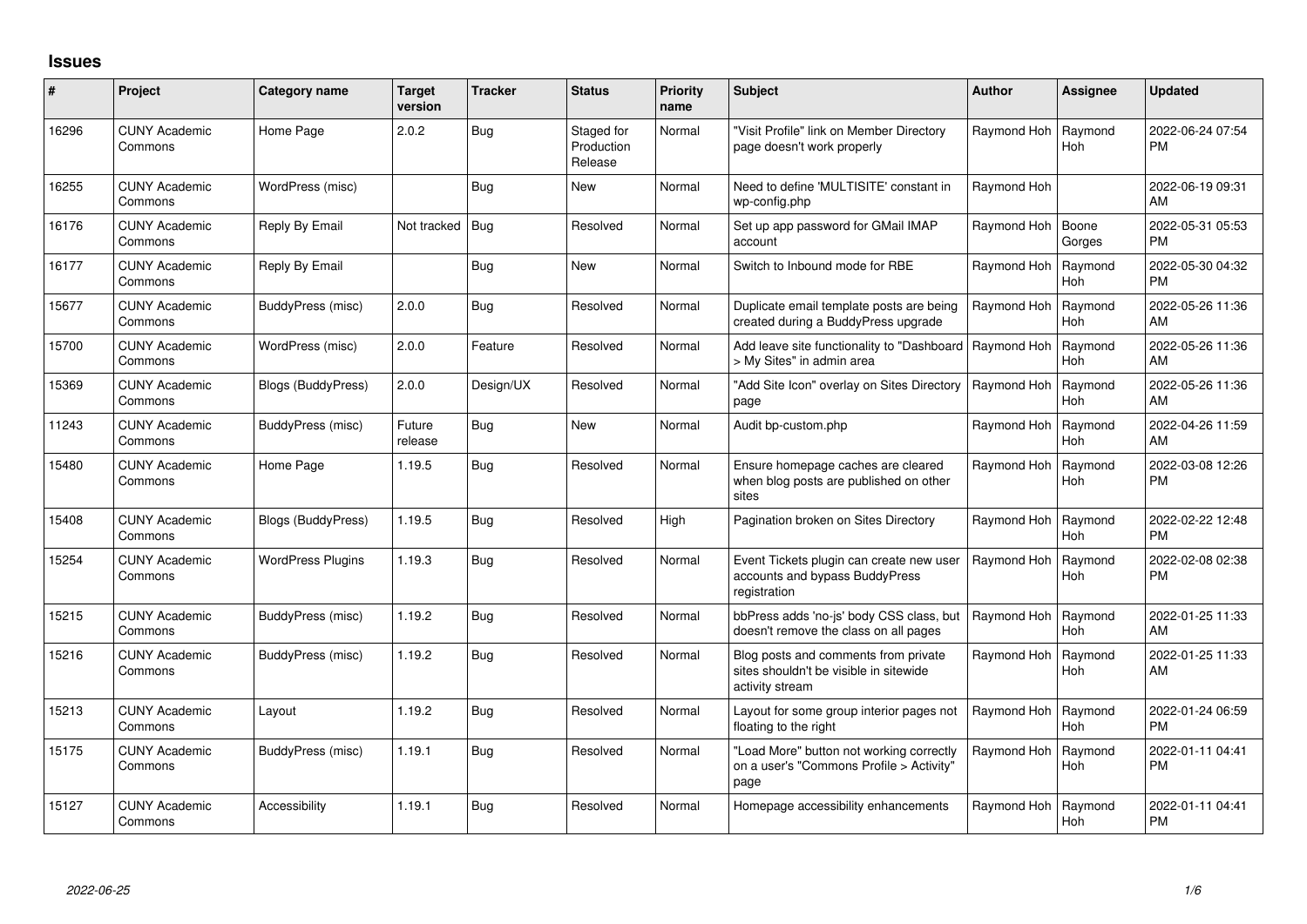## Issues

| # | Project | Category name | Target version | Tracker | Status | Priority name | Subject | Author | Assignee | Updated |
|---|---|---|---|---|---|---|---|---|---|---|
| 16296 | CUNY Academic Commons | Home Page | 2.0.2 | Bug | Staged for Production Release | Normal | "Visit Profile" link on Member Directory page doesn't work properly | Raymond Hoh | Raymond Hoh | 2022-06-24 07:54 PM |
| 16255 | CUNY Academic Commons | WordPress (misc) | | Bug | New | Normal | Need to define 'MULTISITE' constant in wp-config.php | Raymond Hoh | | 2022-06-19 09:31 AM |
| 16176 | CUNY Academic Commons | Reply By Email | Not tracked | Bug | Resolved | Normal | Set up app password for GMail IMAP account | Raymond Hoh | Boone Gorges | 2022-05-31 05:53 PM |
| 16177 | CUNY Academic Commons | Reply By Email | | Bug | New | Normal | Switch to Inbound mode for RBE | Raymond Hoh | Raymond Hoh | 2022-05-30 04:32 PM |
| 15677 | CUNY Academic Commons | BuddyPress (misc) | 2.0.0 | Bug | Resolved | Normal | Duplicate email template posts are being created during a BuddyPress upgrade | Raymond Hoh | Raymond Hoh | 2022-05-26 11:36 AM |
| 15700 | CUNY Academic Commons | WordPress (misc) | 2.0.0 | Feature | Resolved | Normal | Add leave site functionality to "Dashboard > My Sites" in admin area | Raymond Hoh | Raymond Hoh | 2022-05-26 11:36 AM |
| 15369 | CUNY Academic Commons | Blogs (BuddyPress) | 2.0.0 | Design/UX | Resolved | Normal | "Add Site Icon" overlay on Sites Directory page | Raymond Hoh | Raymond Hoh | 2022-05-26 11:36 AM |
| 11243 | CUNY Academic Commons | BuddyPress (misc) | Future release | Bug | New | Normal | Audit bp-custom.php | Raymond Hoh | Raymond Hoh | 2022-04-26 11:59 AM |
| 15480 | CUNY Academic Commons | Home Page | 1.19.5 | Bug | Resolved | Normal | Ensure homepage caches are cleared when blog posts are published on other sites | Raymond Hoh | Raymond Hoh | 2022-03-08 12:26 PM |
| 15408 | CUNY Academic Commons | Blogs (BuddyPress) | 1.19.5 | Bug | Resolved | High | Pagination broken on Sites Directory | Raymond Hoh | Raymond Hoh | 2022-02-22 12:48 PM |
| 15254 | CUNY Academic Commons | WordPress Plugins | 1.19.3 | Bug | Resolved | Normal | Event Tickets plugin can create new user accounts and bypass BuddyPress registration | Raymond Hoh | Raymond Hoh | 2022-02-08 02:38 PM |
| 15215 | CUNY Academic Commons | BuddyPress (misc) | 1.19.2 | Bug | Resolved | Normal | bbPress adds 'no-js' body CSS class, but doesn't remove the class on all pages | Raymond Hoh | Raymond Hoh | 2022-01-25 11:33 AM |
| 15216 | CUNY Academic Commons | BuddyPress (misc) | 1.19.2 | Bug | Resolved | Normal | Blog posts and comments from private sites shouldn't be visible in sitewide activity stream | Raymond Hoh | Raymond Hoh | 2022-01-25 11:33 AM |
| 15213 | CUNY Academic Commons | Layout | 1.19.2 | Bug | Resolved | Normal | Layout for some group interior pages not floating to the right | Raymond Hoh | Raymond Hoh | 2022-01-24 06:59 PM |
| 15175 | CUNY Academic Commons | BuddyPress (misc) | 1.19.1 | Bug | Resolved | Normal | "Load More" button not working correctly on a user's "Commons Profile > Activity" page | Raymond Hoh | Raymond Hoh | 2022-01-11 04:41 PM |
| 15127 | CUNY Academic Commons | Accessibility | 1.19.1 | Bug | Resolved | Normal | Homepage accessibility enhancements | Raymond Hoh | Raymond Hoh | 2022-01-11 04:41 PM |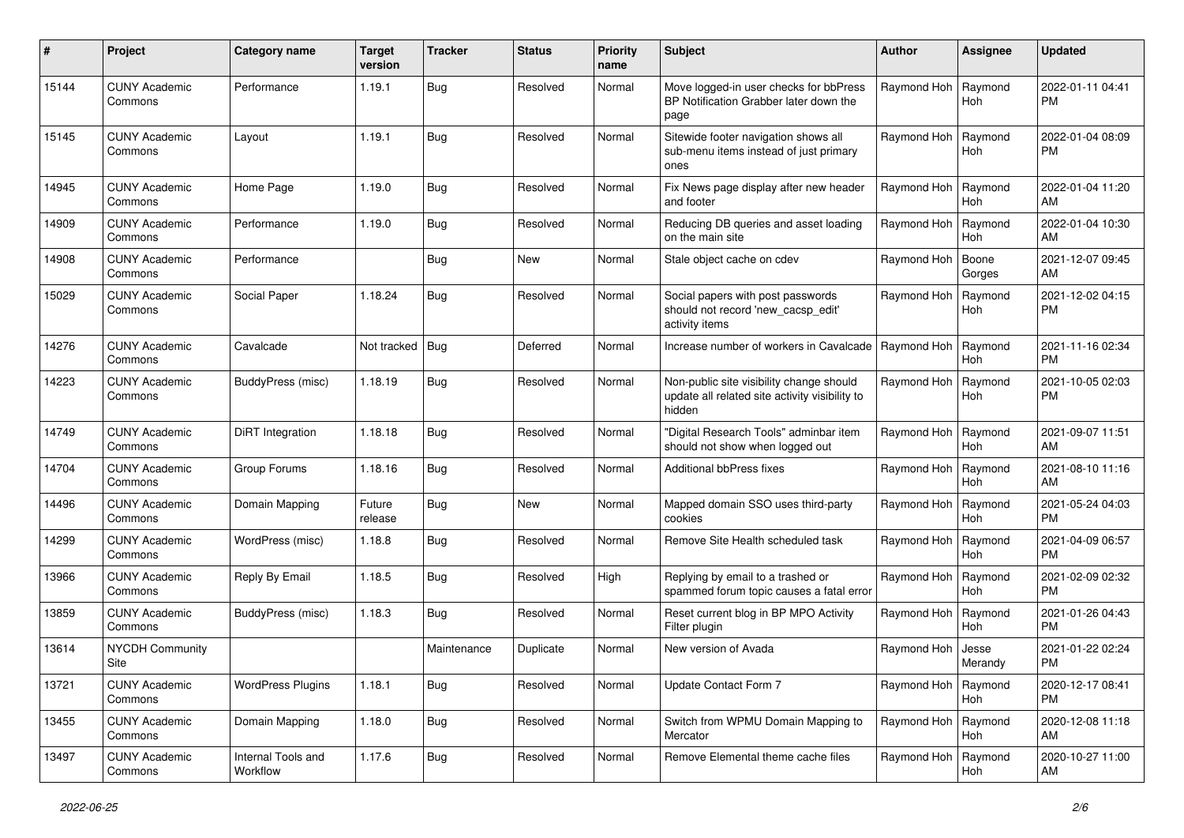| # | Project | Category name | Target version | Tracker | Status | Priority name | Subject | Author | Assignee | Updated |
|---|---|---|---|---|---|---|---|---|---|---|
| 15144 | CUNY Academic Commons | Performance | 1.19.1 | Bug | Resolved | Normal | Move logged-in user checks for bbPress BP Notification Grabber later down the page | Raymond Hoh | Raymond Hoh | 2022-01-11 04:41 PM |
| 15145 | CUNY Academic Commons | Layout | 1.19.1 | Bug | Resolved | Normal | Sitewide footer navigation shows all sub-menu items instead of just primary ones | Raymond Hoh | Raymond Hoh | 2022-01-04 08:09 PM |
| 14945 | CUNY Academic Commons | Home Page | 1.19.0 | Bug | Resolved | Normal | Fix News page display after new header and footer | Raymond Hoh | Raymond Hoh | 2022-01-04 11:20 AM |
| 14909 | CUNY Academic Commons | Performance | 1.19.0 | Bug | Resolved | Normal | Reducing DB queries and asset loading on the main site | Raymond Hoh | Raymond Hoh | 2022-01-04 10:30 AM |
| 14908 | CUNY Academic Commons | Performance | | Bug | New | Normal | Stale object cache on cdev | Raymond Hoh | Boone Gorges | 2021-12-07 09:45 AM |
| 15029 | CUNY Academic Commons | Social Paper | 1.18.24 | Bug | Resolved | Normal | Social papers with post passwords should not record 'new_cacsp_edit' activity items | Raymond Hoh | Raymond Hoh | 2021-12-02 04:15 PM |
| 14276 | CUNY Academic Commons | Cavalcade | Not tracked | Bug | Deferred | Normal | Increase number of workers in Cavalcade | Raymond Hoh | Raymond Hoh | 2021-11-16 02:34 PM |
| 14223 | CUNY Academic Commons | BuddyPress (misc) | 1.18.19 | Bug | Resolved | Normal | Non-public site visibility change should update all related site activity visibility to hidden | Raymond Hoh | Raymond Hoh | 2021-10-05 02:03 PM |
| 14749 | CUNY Academic Commons | DiRT Integration | 1.18.18 | Bug | Resolved | Normal | "Digital Research Tools" adminbar item should not show when logged out | Raymond Hoh | Raymond Hoh | 2021-09-07 11:51 AM |
| 14704 | CUNY Academic Commons | Group Forums | 1.18.16 | Bug | Resolved | Normal | Additional bbPress fixes | Raymond Hoh | Raymond Hoh | 2021-08-10 11:16 AM |
| 14496 | CUNY Academic Commons | Domain Mapping | Future release | Bug | New | Normal | Mapped domain SSO uses third-party cookies | Raymond Hoh | Raymond Hoh | 2021-05-24 04:03 PM |
| 14299 | CUNY Academic Commons | WordPress (misc) | 1.18.8 | Bug | Resolved | Normal | Remove Site Health scheduled task | Raymond Hoh | Raymond Hoh | 2021-04-09 06:57 PM |
| 13966 | CUNY Academic Commons | Reply By Email | 1.18.5 | Bug | Resolved | High | Replying by email to a trashed or spammed forum topic causes a fatal error | Raymond Hoh | Raymond Hoh | 2021-02-09 02:32 PM |
| 13859 | CUNY Academic Commons | BuddyPress (misc) | 1.18.3 | Bug | Resolved | Normal | Reset current blog in BP MPO Activity Filter plugin | Raymond Hoh | Raymond Hoh | 2021-01-26 04:43 PM |
| 13614 | NYCDH Community Site | | | Maintenance | Duplicate | Normal | New version of Avada | Raymond Hoh | Jesse Merandy | 2021-01-22 02:24 PM |
| 13721 | CUNY Academic Commons | WordPress Plugins | 1.18.1 | Bug | Resolved | Normal | Update Contact Form 7 | Raymond Hoh | Raymond Hoh | 2020-12-17 08:41 PM |
| 13455 | CUNY Academic Commons | Domain Mapping | 1.18.0 | Bug | Resolved | Normal | Switch from WPMU Domain Mapping to Mercator | Raymond Hoh | Raymond Hoh | 2020-12-08 11:18 AM |
| 13497 | CUNY Academic Commons | Internal Tools and Workflow | 1.17.6 | Bug | Resolved | Normal | Remove Elemental theme cache files | Raymond Hoh | Raymond Hoh | 2020-10-27 11:00 AM |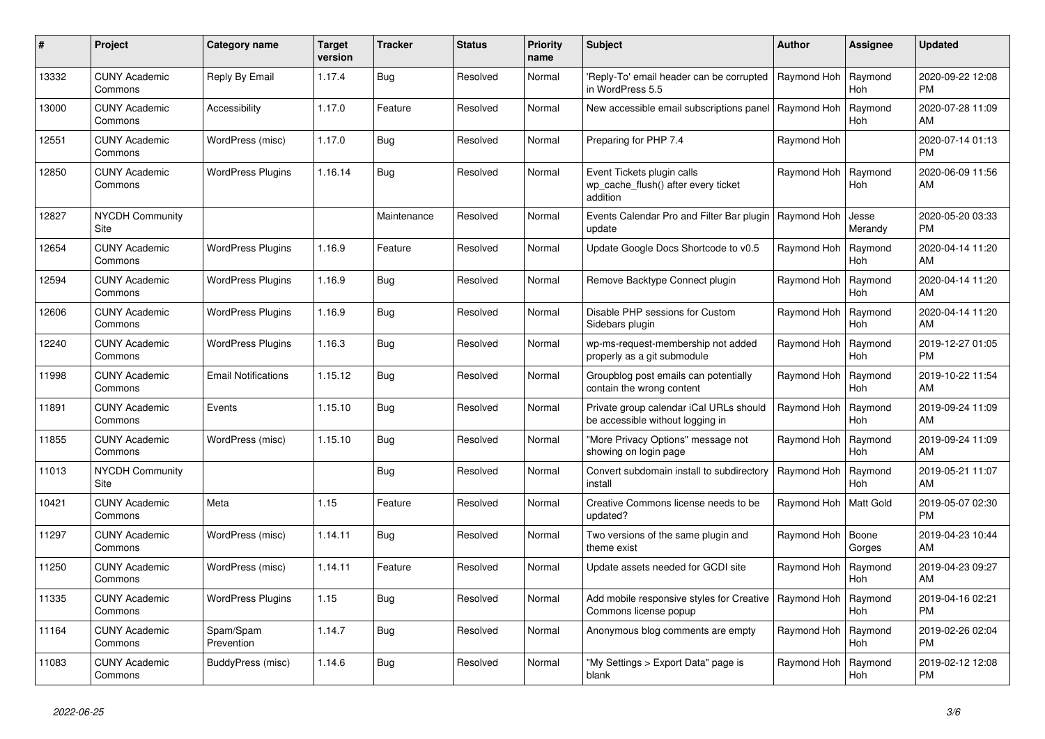| # | Project | Category name | Target version | Tracker | Status | Priority name | Subject | Author | Assignee | Updated |
|---|---|---|---|---|---|---|---|---|---|---|
| 13332 | CUNY Academic Commons | Reply By Email | 1.17.4 | Bug | Resolved | Normal | 'Reply-To' email header can be corrupted in WordPress 5.5 | Raymond Hoh | Raymond Hoh | 2020-09-22 12:08 PM |
| 13000 | CUNY Academic Commons | Accessibility | 1.17.0 | Feature | Resolved | Normal | New accessible email subscriptions panel | Raymond Hoh | Raymond Hoh | 2020-07-28 11:09 AM |
| 12551 | CUNY Academic Commons | WordPress (misc) | 1.17.0 | Bug | Resolved | Normal | Preparing for PHP 7.4 | Raymond Hoh | | 2020-07-14 01:13 PM |
| 12850 | CUNY Academic Commons | WordPress Plugins | 1.16.14 | Bug | Resolved | Normal | Event Tickets plugin calls wp_cache_flush() after every ticket addition | Raymond Hoh | Raymond Hoh | 2020-06-09 11:56 AM |
| 12827 | NYCDH Community Site | | | Maintenance | Resolved | Normal | Events Calendar Pro and Filter Bar plugin update | Raymond Hoh | Jesse Merandy | 2020-05-20 03:33 PM |
| 12654 | CUNY Academic Commons | WordPress Plugins | 1.16.9 | Feature | Resolved | Normal | Update Google Docs Shortcode to v0.5 | Raymond Hoh | Raymond Hoh | 2020-04-14 11:20 AM |
| 12594 | CUNY Academic Commons | WordPress Plugins | 1.16.9 | Bug | Resolved | Normal | Remove Backtype Connect plugin | Raymond Hoh | Raymond Hoh | 2020-04-14 11:20 AM |
| 12606 | CUNY Academic Commons | WordPress Plugins | 1.16.9 | Bug | Resolved | Normal | Disable PHP sessions for Custom Sidebars plugin | Raymond Hoh | Raymond Hoh | 2020-04-14 11:20 AM |
| 12240 | CUNY Academic Commons | WordPress Plugins | 1.16.3 | Bug | Resolved | Normal | wp-ms-request-membership not added properly as a git submodule | Raymond Hoh | Raymond Hoh | 2019-12-27 01:05 PM |
| 11998 | CUNY Academic Commons | Email Notifications | 1.15.12 | Bug | Resolved | Normal | Groupblog post emails can potentially contain the wrong content | Raymond Hoh | Raymond Hoh | 2019-10-22 11:54 AM |
| 11891 | CUNY Academic Commons | Events | 1.15.10 | Bug | Resolved | Normal | Private group calendar iCal URLs should be accessible without logging in | Raymond Hoh | Raymond Hoh | 2019-09-24 11:09 AM |
| 11855 | CUNY Academic Commons | WordPress (misc) | 1.15.10 | Bug | Resolved | Normal | "More Privacy Options" message not showing on login page | Raymond Hoh | Raymond Hoh | 2019-09-24 11:09 AM |
| 11013 | NYCDH Community Site | | | Bug | Resolved | Normal | Convert subdomain install to subdirectory install | Raymond Hoh | Raymond Hoh | 2019-05-21 11:07 AM |
| 10421 | CUNY Academic Commons | Meta | 1.15 | Feature | Resolved | Normal | Creative Commons license needs to be updated? | Raymond Hoh | Matt Gold | 2019-05-07 02:30 PM |
| 11297 | CUNY Academic Commons | WordPress (misc) | 1.14.11 | Bug | Resolved | Normal | Two versions of the same plugin and theme exist | Raymond Hoh | Boone Gorges | 2019-04-23 10:44 AM |
| 11250 | CUNY Academic Commons | WordPress (misc) | 1.14.11 | Feature | Resolved | Normal | Update assets needed for GCDI site | Raymond Hoh | Raymond Hoh | 2019-04-23 09:27 AM |
| 11335 | CUNY Academic Commons | WordPress Plugins | 1.15 | Bug | Resolved | Normal | Add mobile responsive styles for Creative Commons license popup | Raymond Hoh | Raymond Hoh | 2019-04-16 02:21 PM |
| 11164 | CUNY Academic Commons | Spam/Spam Prevention | 1.14.7 | Bug | Resolved | Normal | Anonymous blog comments are empty | Raymond Hoh | Raymond Hoh | 2019-02-26 02:04 PM |
| 11083 | CUNY Academic Commons | BuddyPress (misc) | 1.14.6 | Bug | Resolved | Normal | "My Settings > Export Data" page is blank | Raymond Hoh | Raymond Hoh | 2019-02-12 12:08 PM |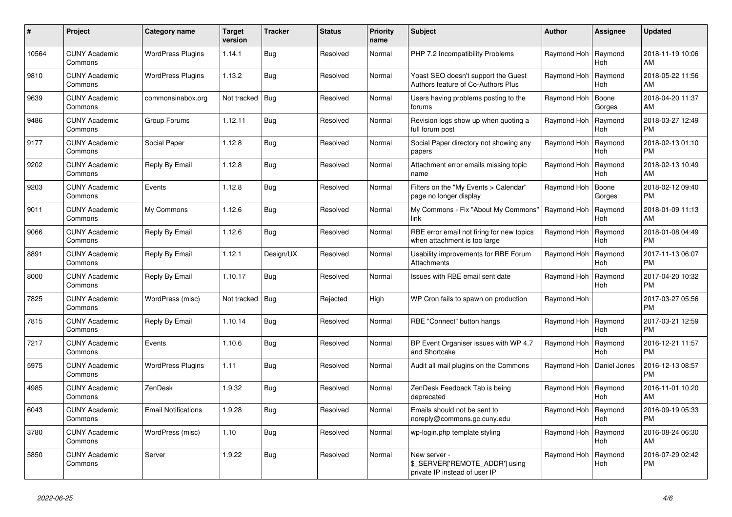| # | Project | Category name | Target version | Tracker | Status | Priority name | Subject | Author | Assignee | Updated |
|---|---|---|---|---|---|---|---|---|---|---|
| 10564 | CUNY Academic Commons | WordPress Plugins | 1.14.1 | Bug | Resolved | Normal | PHP 7.2 Incompatibility Problems | Raymond Hoh | Raymond Hoh | 2018-11-19 10:06 AM |
| 9810 | CUNY Academic Commons | WordPress Plugins | 1.13.2 | Bug | Resolved | Normal | Yoast SEO doesn't support the Guest Authors feature of Co-Authors Plus | Raymond Hoh | Raymond Hoh | 2018-05-22 11:56 AM |
| 9639 | CUNY Academic Commons | commonsinabox.org | Not tracked | Bug | Resolved | Normal | Users having problems posting to the forums | Raymond Hoh | Boone Gorges | 2018-04-20 11:37 AM |
| 9486 | CUNY Academic Commons | Group Forums | 1.12.11 | Bug | Resolved | Normal | Revision logs show up when quoting a full forum post | Raymond Hoh | Raymond Hoh | 2018-03-27 12:49 PM |
| 9177 | CUNY Academic Commons | Social Paper | 1.12.8 | Bug | Resolved | Normal | Social Paper directory not showing any papers | Raymond Hoh | Raymond Hoh | 2018-02-13 01:10 PM |
| 9202 | CUNY Academic Commons | Reply By Email | 1.12.8 | Bug | Resolved | Normal | Attachment error emails missing topic name | Raymond Hoh | Raymond Hoh | 2018-02-13 10:49 AM |
| 9203 | CUNY Academic Commons | Events | 1.12.8 | Bug | Resolved | Normal | Filters on the "My Events > Calendar" page no longer display | Raymond Hoh | Boone Gorges | 2018-02-12 09:40 PM |
| 9011 | CUNY Academic Commons | My Commons | 1.12.6 | Bug | Resolved | Normal | My Commons - Fix "About My Commons" link | Raymond Hoh | Raymond Hoh | 2018-01-09 11:13 AM |
| 9066 | CUNY Academic Commons | Reply By Email | 1.12.6 | Bug | Resolved | Normal | RBE error email not firing for new topics when attachment is too large | Raymond Hoh | Raymond Hoh | 2018-01-08 04:49 PM |
| 8891 | CUNY Academic Commons | Reply By Email | 1.12.1 | Design/UX | Resolved | Normal | Usability improvements for RBE Forum Attachments | Raymond Hoh | Raymond Hoh | 2017-11-13 06:07 PM |
| 8000 | CUNY Academic Commons | Reply By Email | 1.10.17 | Bug | Resolved | Normal | Issues with RBE email sent date | Raymond Hoh | Raymond Hoh | 2017-04-20 10:32 PM |
| 7825 | CUNY Academic Commons | WordPress (misc) | Not tracked | Bug | Rejected | High | WP Cron fails to spawn on production | Raymond Hoh | | 2017-03-27 05:56 PM |
| 7815 | CUNY Academic Commons | Reply By Email | 1.10.14 | Bug | Resolved | Normal | RBE "Connect" button hangs | Raymond Hoh | Raymond Hoh | 2017-03-21 12:59 PM |
| 7217 | CUNY Academic Commons | Events | 1.10.6 | Bug | Resolved | Normal | BP Event Organiser issues with WP 4.7 and Shortcake | Raymond Hoh | Raymond Hoh | 2016-12-21 11:57 PM |
| 5975 | CUNY Academic Commons | WordPress Plugins | 1.11 | Bug | Resolved | Normal | Audit all mail plugins on the Commons | Raymond Hoh | Daniel Jones | 2016-12-13 08:57 PM |
| 4985 | CUNY Academic Commons | ZenDesk | 1.9.32 | Bug | Resolved | Normal | ZenDesk Feedback Tab is being deprecated | Raymond Hoh | Raymond Hoh | 2016-11-01 10:20 AM |
| 6043 | CUNY Academic Commons | Email Notifications | 1.9.28 | Bug | Resolved | Normal | Emails should not be sent to noreply@commons.gc.cuny.edu | Raymond Hoh | Raymond Hoh | 2016-09-19 05:33 PM |
| 3780 | CUNY Academic Commons | WordPress (misc) | 1.10 | Bug | Resolved | Normal | wp-login.php template styling | Raymond Hoh | Raymond Hoh | 2016-08-24 06:30 AM |
| 5850 | CUNY Academic Commons | Server | 1.9.22 | Bug | Resolved | Normal | New server - $_SERVER['REMOTE_ADDR'] using private IP instead of user IP | Raymond Hoh | Raymond Hoh | 2016-07-29 02:42 PM |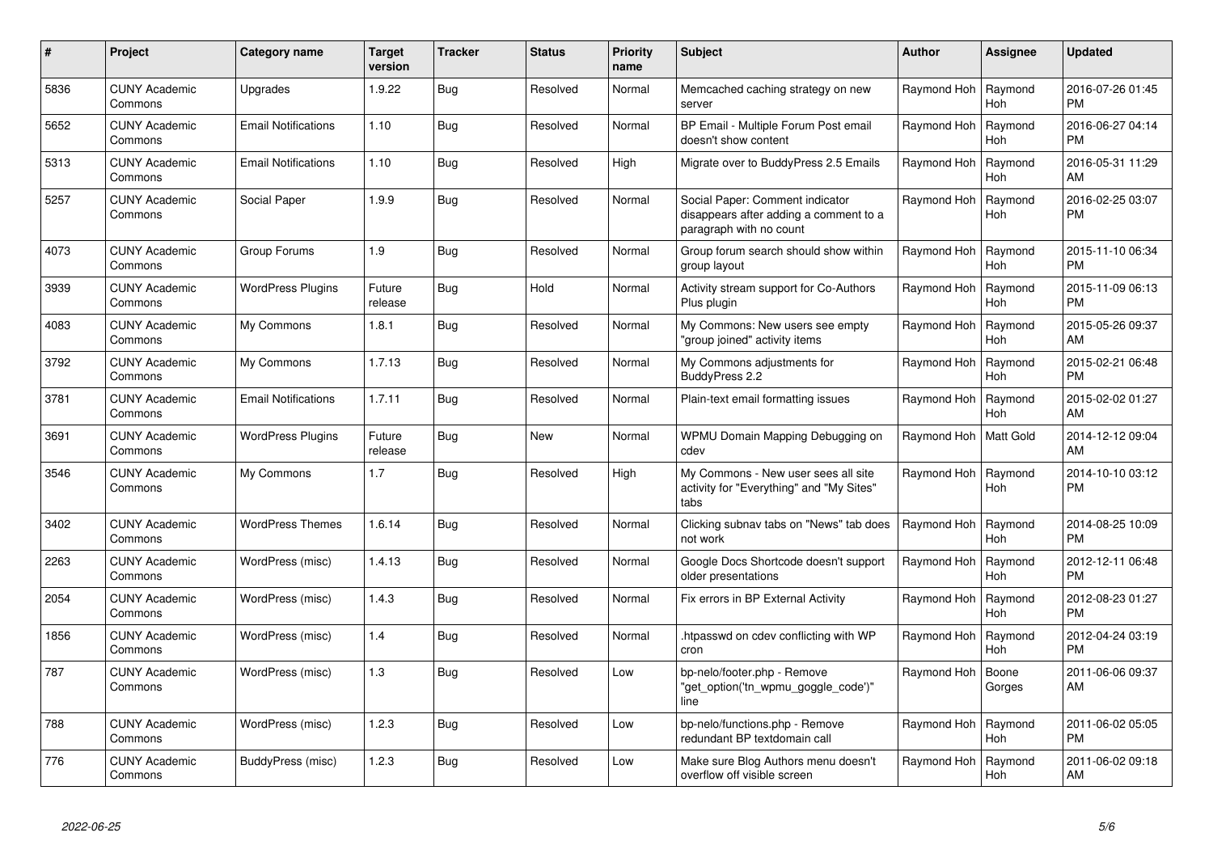| # | Project | Category name | Target version | Tracker | Status | Priority name | Subject | Author | Assignee | Updated |
|---|---|---|---|---|---|---|---|---|---|---|
| 5836 | CUNY Academic Commons | Upgrades | 1.9.22 | Bug | Resolved | Normal | Memcached caching strategy on new server | Raymond Hoh | Raymond Hoh | 2016-07-26 01:45 PM |
| 5652 | CUNY Academic Commons | Email Notifications | 1.10 | Bug | Resolved | Normal | BP Email - Multiple Forum Post email doesn't show content | Raymond Hoh | Raymond Hoh | 2016-06-27 04:14 PM |
| 5313 | CUNY Academic Commons | Email Notifications | 1.10 | Bug | Resolved | High | Migrate over to BuddyPress 2.5 Emails | Raymond Hoh | Raymond Hoh | 2016-05-31 11:29 AM |
| 5257 | CUNY Academic Commons | Social Paper | 1.9.9 | Bug | Resolved | Normal | Social Paper: Comment indicator disappears after adding a comment to a paragraph with no count | Raymond Hoh | Raymond Hoh | 2016-02-25 03:07 PM |
| 4073 | CUNY Academic Commons | Group Forums | 1.9 | Bug | Resolved | Normal | Group forum search should show within group layout | Raymond Hoh | Raymond Hoh | 2015-11-10 06:34 PM |
| 3939 | CUNY Academic Commons | WordPress Plugins | Future release | Bug | Hold | Normal | Activity stream support for Co-Authors Plus plugin | Raymond Hoh | Raymond Hoh | 2015-11-09 06:13 PM |
| 4083 | CUNY Academic Commons | My Commons | 1.8.1 | Bug | Resolved | Normal | My Commons: New users see empty "group joined" activity items | Raymond Hoh | Raymond Hoh | 2015-05-26 09:37 AM |
| 3792 | CUNY Academic Commons | My Commons | 1.7.13 | Bug | Resolved | Normal | My Commons adjustments for BuddyPress 2.2 | Raymond Hoh | Raymond Hoh | 2015-02-21 06:48 PM |
| 3781 | CUNY Academic Commons | Email Notifications | 1.7.11 | Bug | Resolved | Normal | Plain-text email formatting issues | Raymond Hoh | Raymond Hoh | 2015-02-02 01:27 AM |
| 3691 | CUNY Academic Commons | WordPress Plugins | Future release | Bug | New | Normal | WPMU Domain Mapping Debugging on cdev | Raymond Hoh | Matt Gold | 2014-12-12 09:04 AM |
| 3546 | CUNY Academic Commons | My Commons | 1.7 | Bug | Resolved | High | My Commons - New user sees all site activity for "Everything" and "My Sites" tabs | Raymond Hoh | Raymond Hoh | 2014-10-10 03:12 PM |
| 3402 | CUNY Academic Commons | WordPress Themes | 1.6.14 | Bug | Resolved | Normal | Clicking subnav tabs on "News" tab does not work | Raymond Hoh | Raymond Hoh | 2014-08-25 10:09 PM |
| 2263 | CUNY Academic Commons | WordPress (misc) | 1.4.13 | Bug | Resolved | Normal | Google Docs Shortcode doesn't support older presentations | Raymond Hoh | Raymond Hoh | 2012-12-11 06:48 PM |
| 2054 | CUNY Academic Commons | WordPress (misc) | 1.4.3 | Bug | Resolved | Normal | Fix errors in BP External Activity | Raymond Hoh | Raymond Hoh | 2012-08-23 01:27 PM |
| 1856 | CUNY Academic Commons | WordPress (misc) | 1.4 | Bug | Resolved | Normal | .htpasswd on cdev conflicting with WP cron | Raymond Hoh | Raymond Hoh | 2012-04-24 03:19 PM |
| 787 | CUNY Academic Commons | WordPress (misc) | 1.3 | Bug | Resolved | Low | bp-nelo/footer.php - Remove "get_option('tn_wpmu_goggle_code')" line | Raymond Hoh | Boone Gorges | 2011-06-06 09:37 AM |
| 788 | CUNY Academic Commons | WordPress (misc) | 1.2.3 | Bug | Resolved | Low | bp-nelo/functions.php - Remove redundant BP textdomain call | Raymond Hoh | Raymond Hoh | 2011-06-02 05:05 PM |
| 776 | CUNY Academic Commons | BuddyPress (misc) | 1.2.3 | Bug | Resolved | Low | Make sure Blog Authors menu doesn't overflow off visible screen | Raymond Hoh | Raymond Hoh | 2011-06-02 09:18 AM |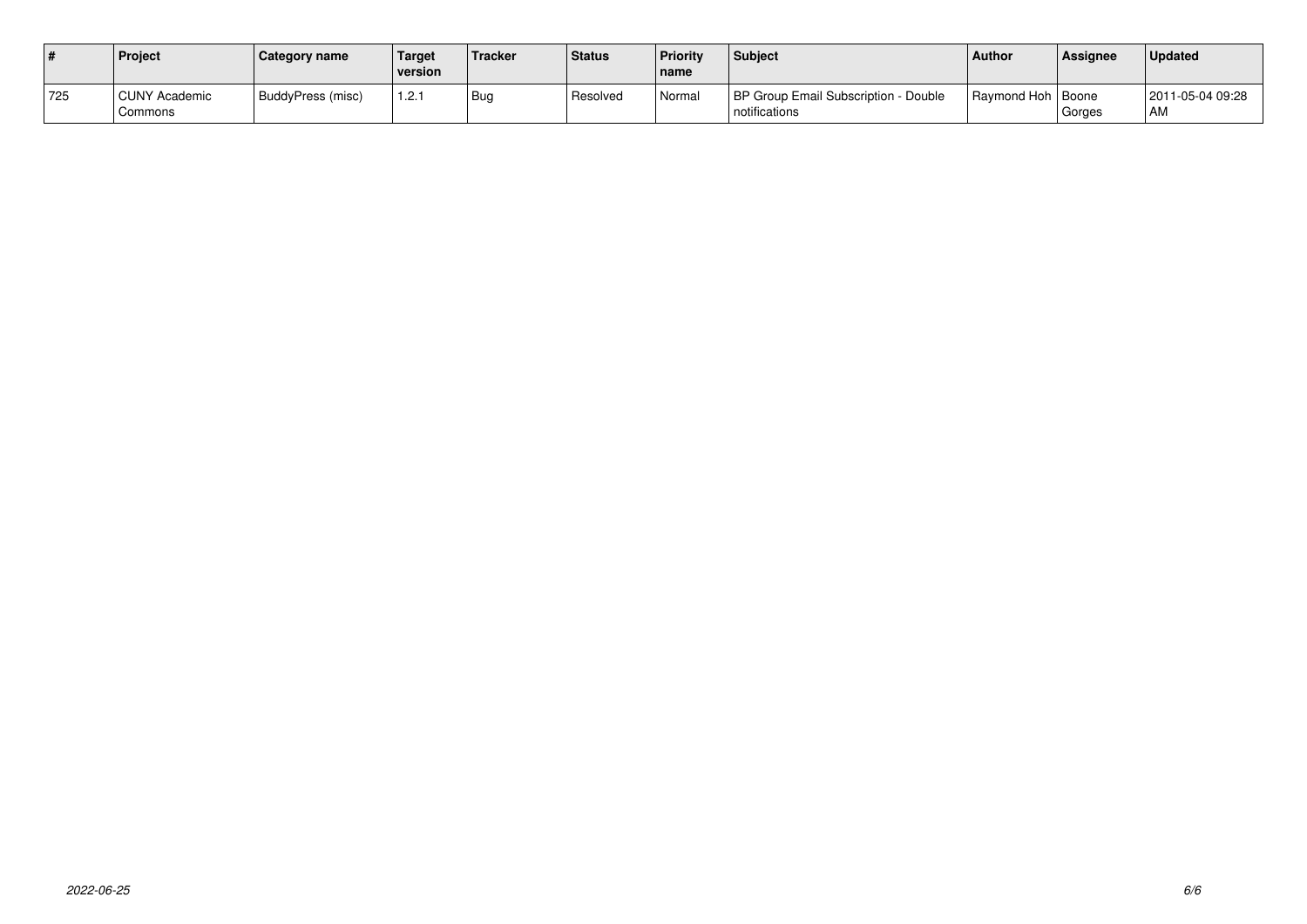| # | Project | Category name | Target version | Tracker | Status | Priority name | Subject | Author | Assignee | Updated |
|---|---|---|---|---|---|---|---|---|---|---|
| 725 | CUNY Academic Commons | BuddyPress (misc) | 1.2.1 | Bug | Resolved | Normal | BP Group Email Subscription - Double notifications | Raymond Hoh | Boone Gorges | 2011-05-04 09:28 AM |